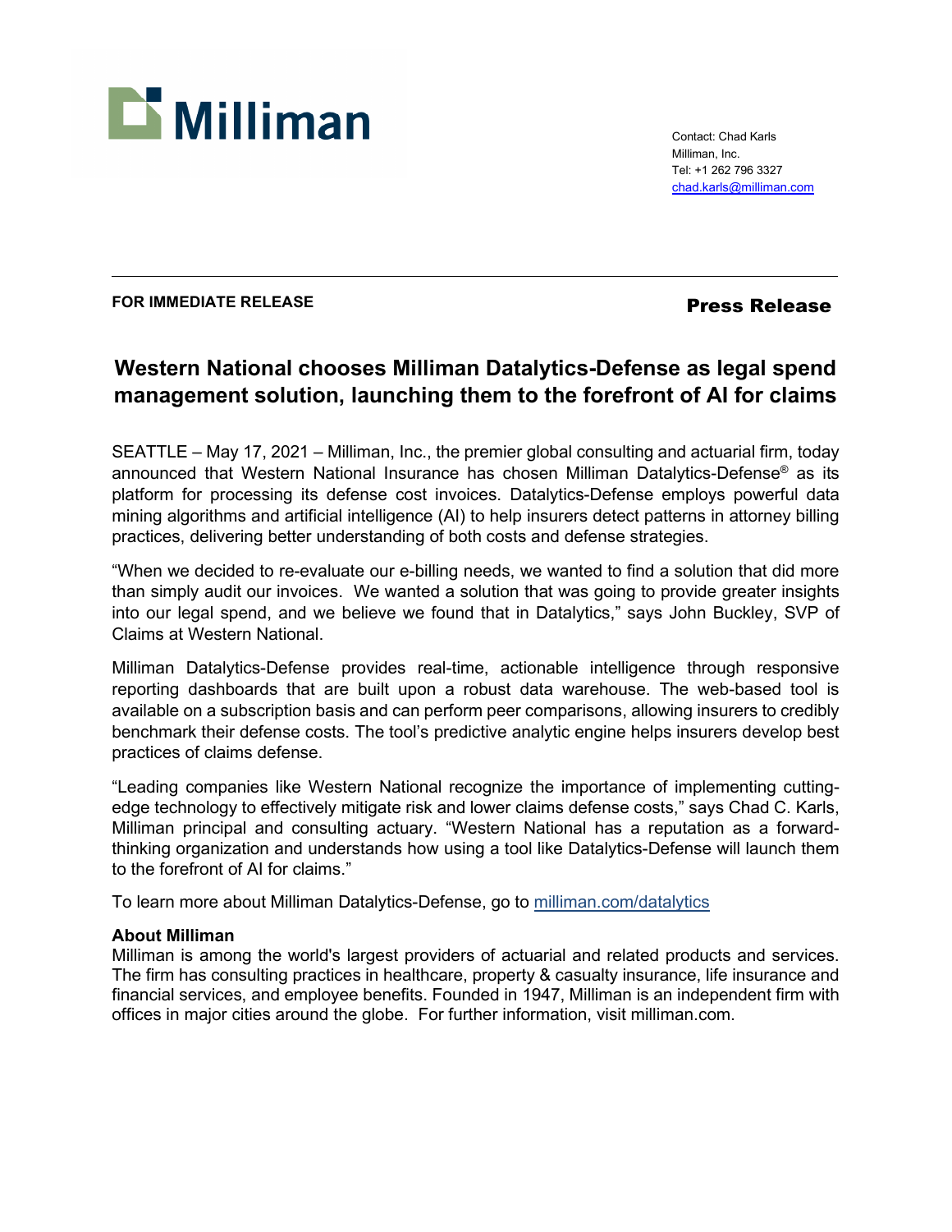Milliman

Contact: Chad Karls
Milliman, Inc.
Tel: +1 262 796 3327
chad.karls@milliman.com

---

**FOR IMMEDIATE RELEASE**

**Press Release**

# Western National chooses Milliman Datalytics-Defense as legal spend management solution, launching them to the forefront of AI for claims

SEATTLE – May 17, 2021 – Milliman, Inc., the premier global consulting and actuarial firm, today announced that Western National Insurance has chosen Milliman Datalytics-Defense® as its platform for processing its defense cost invoices. Datalytics-Defense employs powerful data mining algorithms and artificial intelligence (AI) to help insurers detect patterns in attorney billing practices, delivering better understanding of both costs and defense strategies.

"When we decided to re-evaluate our e-billing needs, we wanted to find a solution that did more than simply audit our invoices. We wanted a solution that was going to provide greater insights into our legal spend, and we believe we found that in Datalytics," says John Buckley, SVP of Claims at Western National.

Milliman Datalytics-Defense provides real-time, actionable intelligence through responsive reporting dashboards that are built upon a robust data warehouse. The web-based tool is available on a subscription basis and can perform peer comparisons, allowing insurers to credibly benchmark their defense costs. The tool's predictive analytic engine helps insurers develop best practices of claims defense.

"Leading companies like Western National recognize the importance of implementing cutting-edge technology to effectively mitigate risk and lower claims defense costs," says Chad C. Karls, Milliman principal and consulting actuary. "Western National has a reputation as a forward-thinking organization and understands how using a tool like Datalytics-Defense will launch them to the forefront of AI for claims."

To learn more about Milliman Datalytics-Defense, go to milliman.com/datalytics

**About Milliman**
Milliman is among the world's largest providers of actuarial and related products and services. The firm has consulting practices in healthcare, property & casualty insurance, life insurance and financial services, and employee benefits. Founded in 1947, Milliman is an independent firm with offices in major cities around the globe. For further information, visit milliman.com.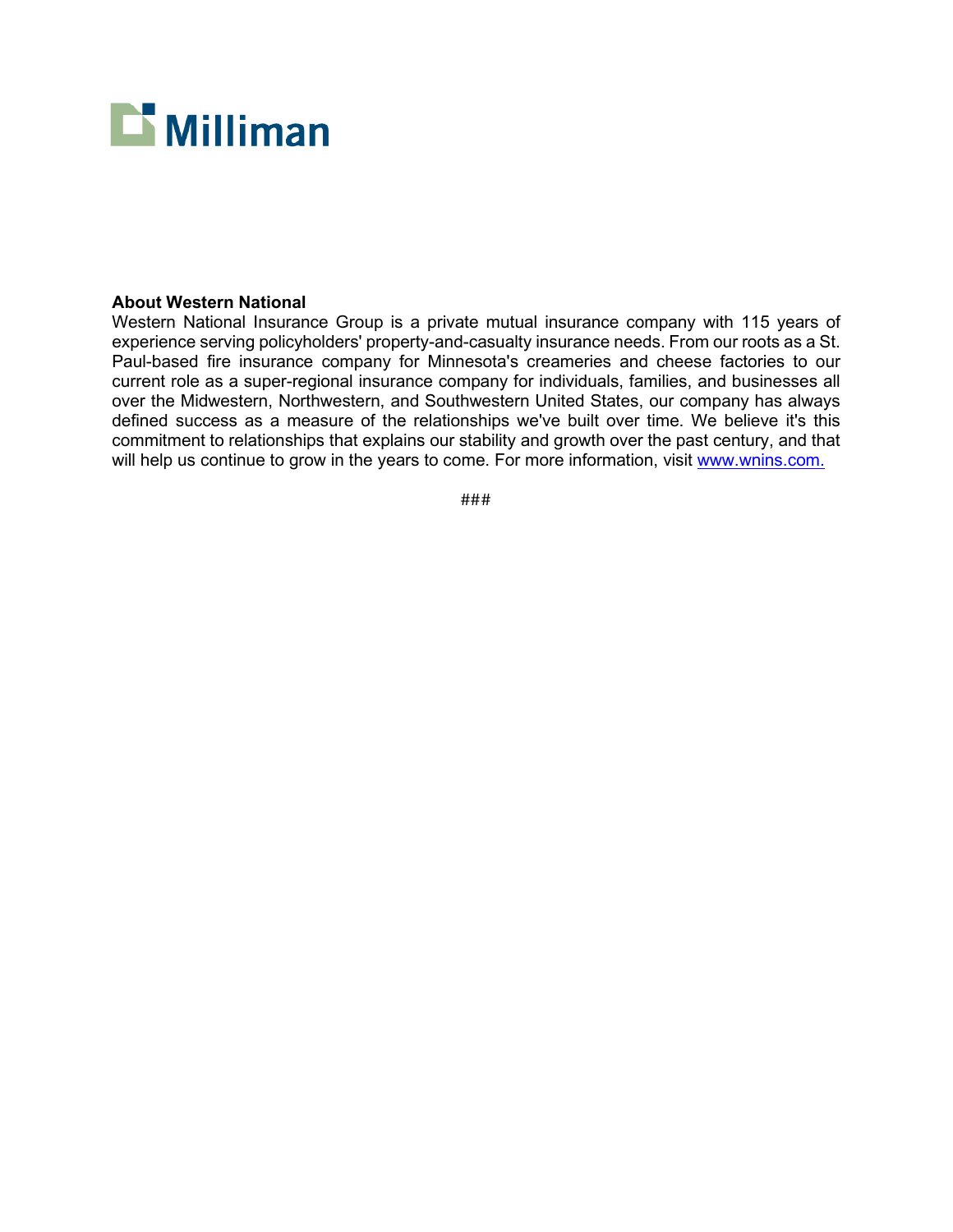**About Western National**

Western National Insurance Group is a private mutual insurance company with 115 years of experience serving policyholders' property-and-casualty insurance needs. From our roots as a St. Paul-based fire insurance company for Minnesota's creameries and cheese factories to our current role as a super-regional insurance company for individuals, families, and businesses all over the Midwestern, Northwestern, and Southwestern United States, our company has always defined success as a measure of the relationships we've built over time. We believe it's this commitment to relationships that explains our stability and growth over the past century, and that will help us continue to grow in the years to come. For more information, visit [www.wnins.com.](http://www.wnins.com)

###